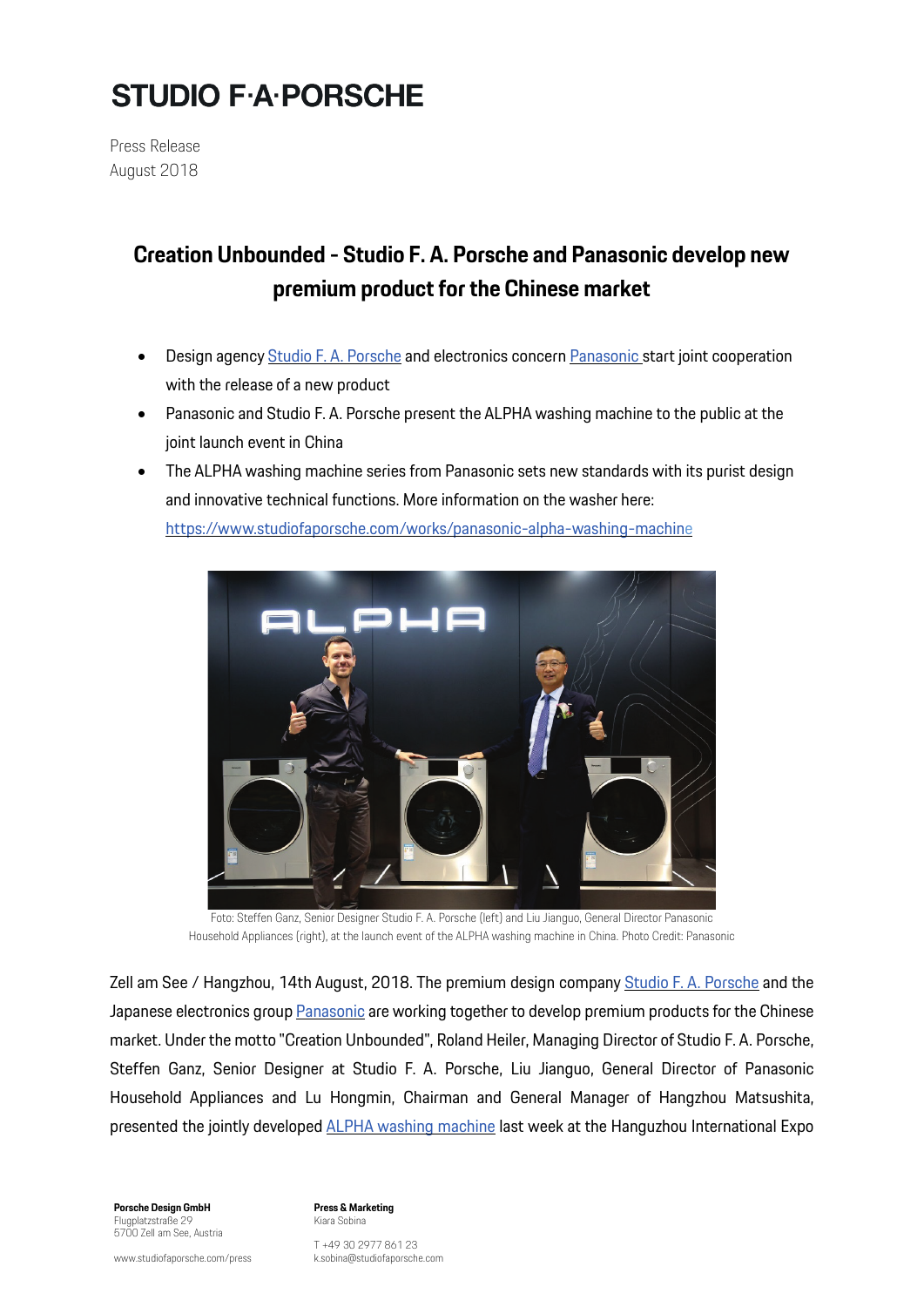# STUDIO F·A·PORSCHE

Press Release
August 2018

## Creation Unbounded - Studio F. A. Porsche and Panasonic develop new premium product for the Chinese market

- Design agency Studio F. A. Porsche and electronics concern Panasonic start joint cooperation with the release of a new product
- Panasonic and Studio F. A. Porsche present the ALPHA washing machine to the public at the joint launch event in China
- The ALPHA washing machine series from Panasonic sets new standards with its purist design and innovative technical functions. More information on the washer here: https://www.studiofaporsche.com/works/panasonic-alpha-washing-machine

Foto: Steffen Ganz, Senior Designer Studio F. A. Porsche (left) and Liu Jianguo, General Director Panasonic Household Appliances (right), at the launch event of the ALPHA washing machine in China. Photo Credit: Panasonic

Zell am See / Hangzhou, 14th August, 2018. The premium design company Studio F. A. Porsche and the Japanese electronics group Panasonic are working together to develop premium products for the Chinese market. Under the motto "Creation Unbounded", Roland Heiler, Managing Director of Studio F. A. Porsche, Steffen Ganz, Senior Designer at Studio F. A. Porsche, Liu Jianguo, General Director of Panasonic Household Appliances and Lu Hongmin, Chairman and General Manager of Hangzhou Matsushita, presented the jointly developed ALPHA washing machine last week at the Hanguzhou International Expo

**Porsche Design GmbH**
Flugplatzstraße 29
5700 Zell am See, Austria

www.studiofaporsche.com/press

**Press & Marketing**
Kiara Sobina

T +49 30 2977 861 23
k.sobina@studiofaporsche.com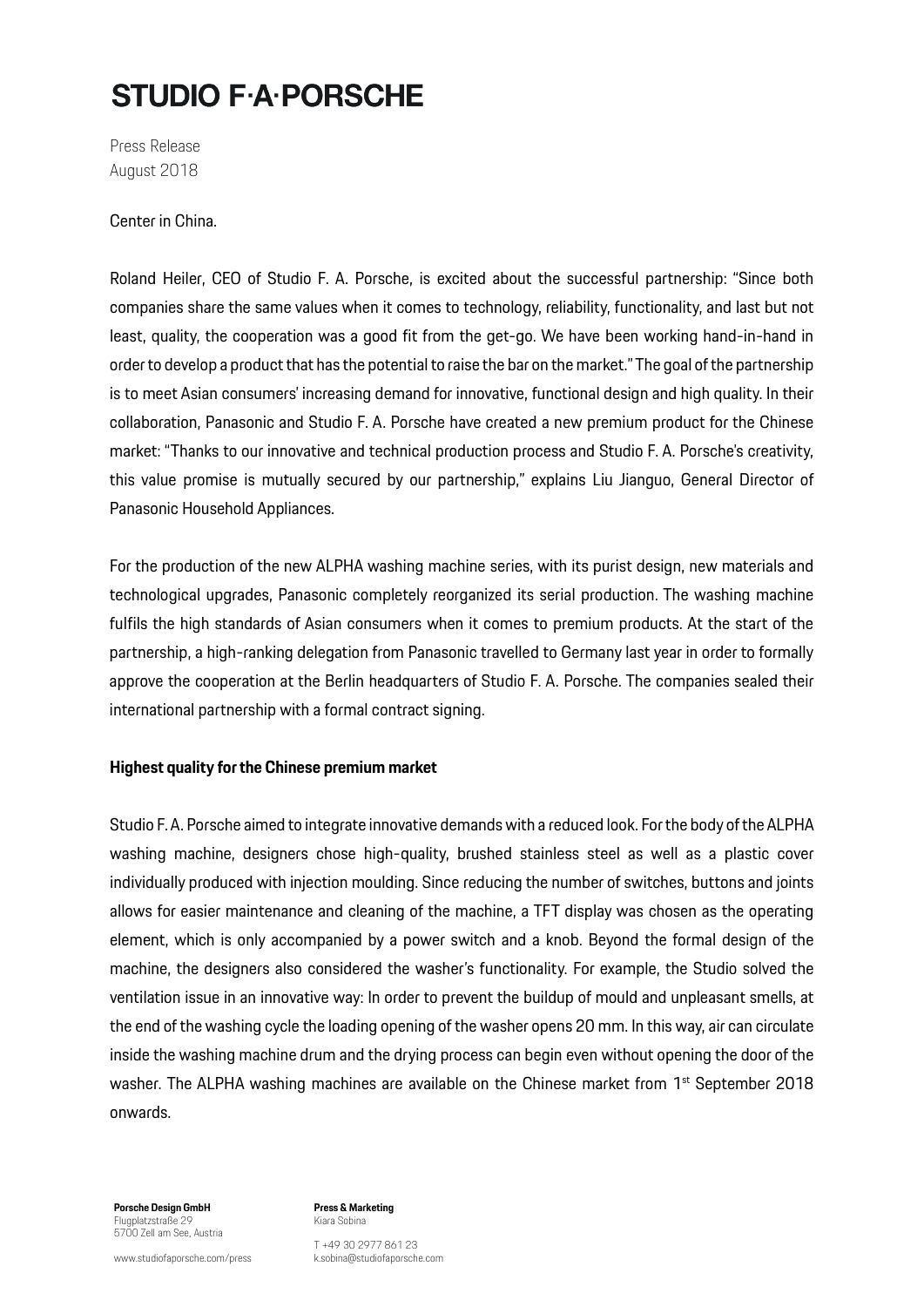Center in China.

Roland Heiler, CEO of Studio F. A. Porsche, is excited about the successful partnership: "Since both companies share the same values when it comes to technology, reliability, functionality, and last but not least, quality, the cooperation was a good fit from the get-go. We have been working hand-in-hand in order to develop a product that has the potential to raise the bar on the market." The goal of the partnership is to meet Asian consumers' increasing demand for innovative, functional design and high quality. In their collaboration, Panasonic and Studio F. A. Porsche have created a new premium product for the Chinese market: "Thanks to our innovative and technical production process and Studio F. A. Porsche's creativity, this value promise is mutually secured by our partnership," explains Liu Jianguo, General Director of Panasonic Household Appliances.

For the production of the new ALPHA washing machine series, with its purist design, new materials and technological upgrades, Panasonic completely reorganized its serial production. The washing machine fulfils the high standards of Asian consumers when it comes to premium products. At the start of the partnership, a high-ranking delegation from Panasonic travelled to Germany last year in order to formally approve the cooperation at the Berlin headquarters of Studio F. A. Porsche. The companies sealed their international partnership with a formal contract signing.

**Highest quality for the Chinese premium market**

Studio F. A. Porsche aimed to integrate innovative demands with a reduced look. For the body of the ALPHA washing machine, designers chose high-quality, brushed stainless steel as well as a plastic cover individually produced with injection moulding. Since reducing the number of switches, buttons and joints allows for easier maintenance and cleaning of the machine, a TFT display was chosen as the operating element, which is only accompanied by a power switch and a knob. Beyond the formal design of the machine, the designers also considered the washer's functionality. For example, the Studio solved the ventilation issue in an innovative way: In order to prevent the buildup of mould and unpleasant smells, at the end of the washing cycle the loading opening of the washer opens 20 mm. In this way, air can circulate inside the washing machine drum and the drying process can begin even without opening the door of the washer. The ALPHA washing machines are available on the Chinese market from 1st September 2018 onwards.

**Porsche Design GmbH**
Flugplatzstraße 29
5700 Zell am See, Austria

www.studiofaporsche.com/press

**Press & Marketing**
Kiara Sobina

T +49 30 2977 861 23
k.sobina@studiofaporsche.com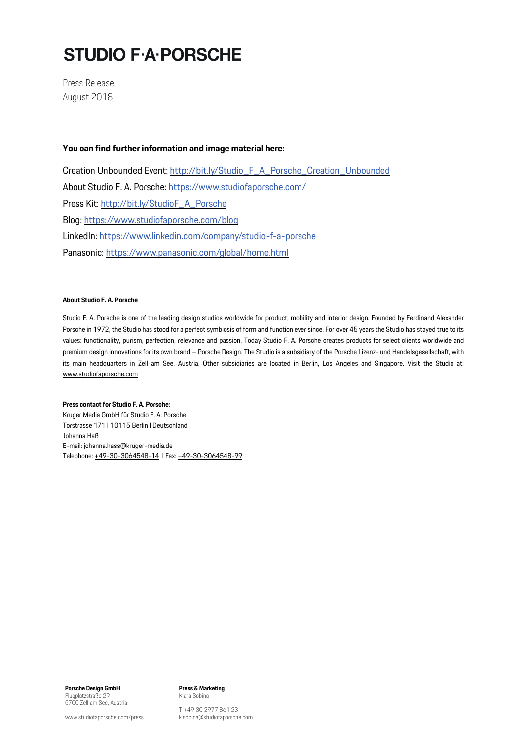# STUDIO F·A·PORSCHE

Press Release
August 2018

**You can find further information and image material here:**

Creation Unbounded Event: http://bit.ly/Studio_F_A_Porsche_Creation_Unbounded
About Studio F. A. Porsche: https://www.studiofaporsche.com/
Press Kit: http://bit.ly/StudioF_A_Porsche
Blog: https://www.studiofaporsche.com/blog
LinkedIn: https://www.linkedin.com/company/studio-f-a-porsche
Panasonic: https://www.panasonic.com/global/home.html

**About Studio F. A. Porsche**

Studio F. A. Porsche is one of the leading design studios worldwide for product, mobility and interior design. Founded by Ferdinand Alexander Porsche in 1972, the Studio has stood for a perfect symbiosis of form and function ever since. For over 45 years the Studio has stayed true to its values: functionality, purism, perfection, relevance and passion. Today Studio F. A. Porsche creates products for select clients worldwide and premium design innovations for its own brand – Porsche Design. The Studio is a subsidiary of the Porsche Lizenz- und Handelsgesellschaft, with its main headquarters in Zell am See, Austria. Other subsidiaries are located in Berlin, Los Angeles and Singapore. Visit the Studio at: www.studiofaporsche.com

**Press contact for Studio F. A. Porsche:**
Kruger Media GmbH für Studio F. A. Porsche
Torstrasse 171 I 10115 Berlin I Deutschland
Johanna Haß
E-mail: johanna.hass@kruger-media.de
Telephone: +49-30-3064548-14 I Fax: +49-30-3064548-99

**Porsche Design GmbH**
Flugplatzstraße 29
5700 Zell am See, Austria

www.studiofaporsche.com/press

**Press & Marketing**
Kiara Sobina

T +49 30 2977 861 23
k.sobina@studiofaporsche.com